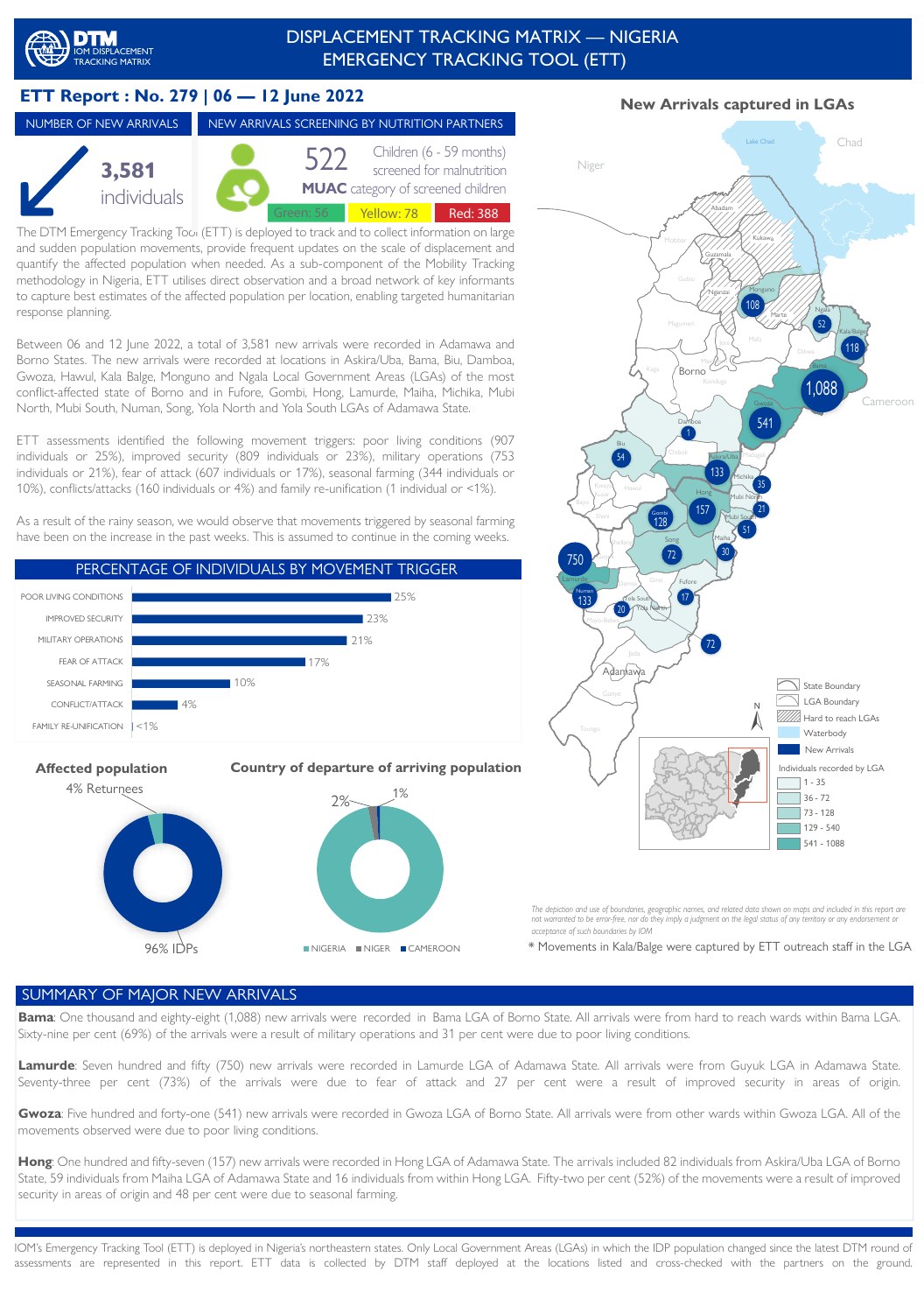# DISPLACEMENT TRACKING MATRIX — NIGERIA
## EMERGENCY TRACKING TOOL (ETT)

## ETT Report : No. 279 | 06 — 12 June 2022

### NUMBER OF NEW ARRIVALS

**3,581** individuals

### NEW ARRIVALS SCREENING BY NUTRITION PARTNERS

522 Children (6 - 59 months) screened for malnutrition

**MUAC** category of screened children

| Green: 56 | Yellow: 78 | Red: 388 |
|---|---|---|

The DTM Emergency Tracking Tool (ETT) is deployed to track and to collect information on large and sudden population movements, provide frequent updates on the scale of displacement and quantify the affected population when needed. As a sub-component of the Mobility Tracking methodology in Nigeria, ETT utilises direct observation and a broad network of key informants to capture best estimates of the affected population per location, enabling targeted humanitarian response planning.

Between 06 and 12 June 2022, a total of 3,581 new arrivals were recorded in Adamawa and Borno States. The new arrivals were recorded at locations in Askira/Uba, Bama, Biu, Damboa, Gwoza, Hawul, Kala Balge, Monguno and Ngala Local Government Areas (LGAs) of the most conflict-affected state of Borno and in Fufore, Gombi, Hong, Lamurde, Maiha, Michika, Mubi North, Mubi South, Numan, Song, Yola North and Yola South LGAs of Adamawa State.

ETT assessments identified the following movement triggers: poor living conditions (907 individuals or 25%), improved security (809 individuals or 23%), military operations (753 individuals or 21%), fear of attack (607 individuals or 17%), seasonal farming (344 individuals or 10%), conflicts/attacks (160 individuals or 4%) and family re-unification (1 individual or <1%).

As a result of the rainy season, we would observe that movements triggered by seasonal farming have been on the increase in the past weeks. This is assumed to continue in the coming weeks.

### PERCENTAGE OF INDIVIDUALS BY MOVEMENT TRIGGER

| Movement trigger | Percentage |
|---|---|
| POOR LIVING CONDITIONS | 25% |
| IMPROVED SECURITY | 23% |
| MILITARY OPERATIONS | 21% |
| FEAR OF ATTACK | 17% |
| SEASONAL FARMING | 10% |
| CONFLICT/ATTACK | 4% |
| FAMILY RE-UNIFICATION | <1% |

### Affected population

4% Returnees

96% IDPs

### Country of departure of arriving population

NIGERIA, NIGER 2%, CAMEROON 1%

### New Arrivals captured in LGAs

Legend: State Boundary; LGA Boundary; Hard to reach LGAs; Waterbody; New Arrivals

Individuals recorded by LGA: 1 - 35; 36 - 72; 73 - 128; 129 - 540; 541 - 1088

*The depiction and use of boundaries, geographic names, and related data shown on maps and included in this report are not warranted to be error-free, nor do they imply a judgment on the legal status of any territory or any endorsement or acceptance of such boundaries by IOM*

\* Movements in Kala/Balge were captured by ETT outreach staff in the LGA

### SUMMARY OF MAJOR NEW ARRIVALS

**Bama**: One thousand and eighty-eight (1,088) new arrivals were recorded in Bama LGA of Borno State. All arrivals were from hard to reach wards within Bama LGA. Sixty-nine per cent (69%) of the arrivals were a result of military operations and 31 per cent were due to poor living conditions.

**Lamurde**: Seven hundred and fifty (750) new arrivals were recorded in Lamurde LGA of Adamawa State. All arrivals were from Guyuk LGA in Adamawa State. Seventy-three per cent (73%) of the arrivals were due to fear of attack and 27 per cent were a result of improved security in areas of origin.

**Gwoza**: Five hundred and forty-one (541) new arrivals were recorded in Gwoza LGA of Borno State. All arrivals were from other wards within Gwoza LGA. All of the movements observed were due to poor living conditions.

**Hong**: One hundred and fifty-seven (157) new arrivals were recorded in Hong LGA of Adamawa State. The arrivals included 82 individuals from Askira/Uba LGA of Borno State, 59 individuals from Maiha LGA of Adamawa State and 16 individuals from within Hong LGA. Fifty-two per cent (52%) of the movements were a result of improved security in areas of origin and 48 per cent were due to seasonal farming.

IOM's Emergency Tracking Tool (ETT) is deployed in Nigeria's northeastern states. Only Local Government Areas (LGAs) in which the IDP population changed since the latest DTM round of assessments are represented in this report. ETT data is collected by DTM staff deployed at the locations listed and cross-checked with the partners on the ground.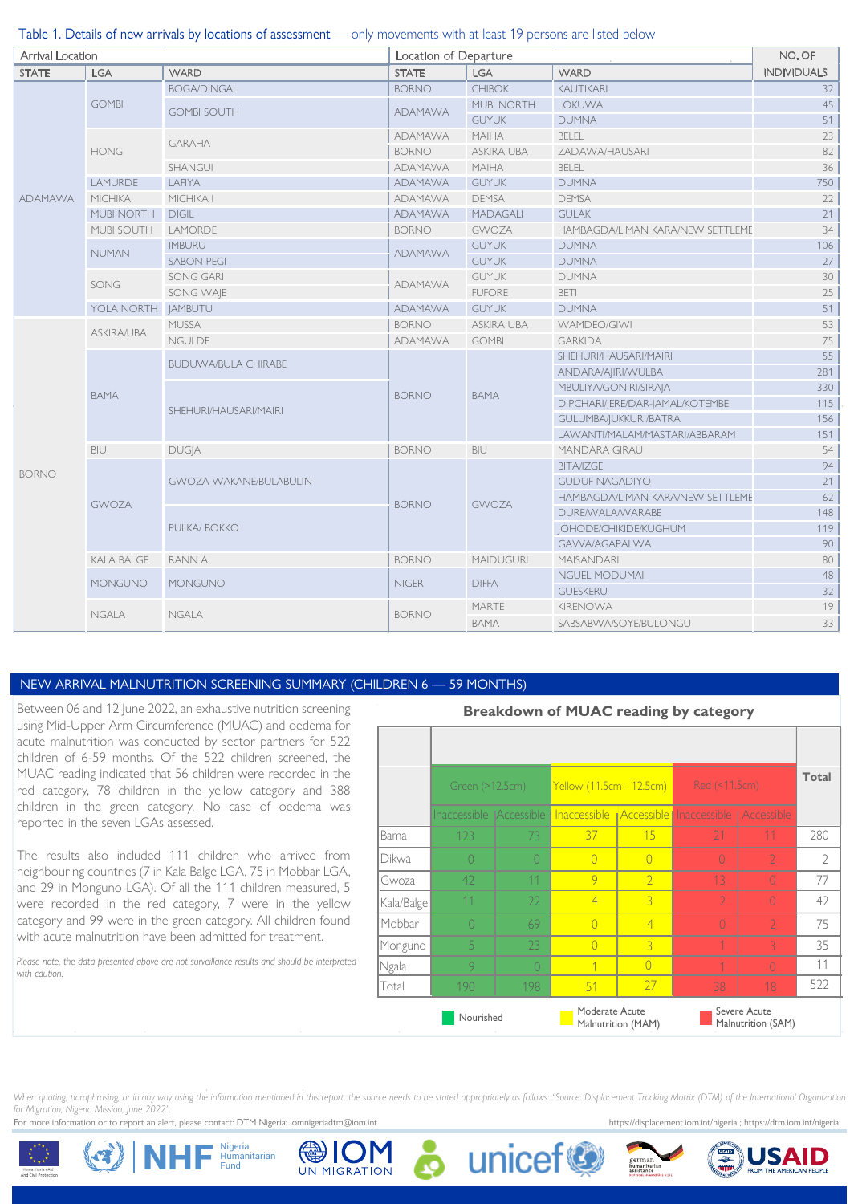Table 1. Details of new arrivals by locations of assessment — only movements with at least 19 persons are listed below

| Arrival Location | | | Location of Departure | | | NO. OF INDIVIDUALS |
|---|---|---|---|---|---|---|
| STATE | LGA | WARD | STATE | LGA | WARD | |
| ADAMAWA | GOMBI | BOGA/DINGAI | BORNO | CHIBOK | KAUTIKARI | 32 |
| | | GOMBI SOUTH | ADAMAWA | MUBI NORTH | LOKUWA | 45 |
| | | | | GUYUK | DUMNA | 51 |
| | HONG | GARAHA | ADAMAWA | MAIHA | BELEL | 23 |
| | | | BORNO | ASKIRA UBA | ZADAWA/HAUSARI | 82 |
| | | SHANGUI | ADAMAWA | MAIHA | BELEL | 36 |
| | LAMURDE | LAFIYA | ADAMAWA | GUYUK | DUMNA | 750 |
| | MICHIKA | MICHIKA I | ADAMAWA | DEMSA | DEMSA | 22 |
| | MUBI NORTH | DIGIL | ADAMAWA | MADAGALI | GULAK | 21 |
| | MUBI SOUTH | LAMORDE | BORNO | GWOZA | HAMBAGDA/LIMAN KARA/NEW SETTLEME | 34 |
| | NUMAN | IMBURU | ADAMAWA | GUYUK | DUMNA | 106 |
| | | SABON PEGI | | GUYUK | DUMNA | 27 |
| | SONG | SONG GARI | ADAMAWA | GUYUK | DUMNA | 30 |
| | | SONG WAJE | | FUFORE | BETI | 25 |
| | YOLA NORTH | JAMBUTU | ADAMAWA | GUYUK | DUMNA | 51 |
| BORNO | ASKIRA/UBA | MUSSA | BORNO | ASKIRA UBA | WAMDEO/GIWI | 53 |
| | | NGULDE | ADAMAWA | GOMBI | GARKIDA | 75 |
| | BAMA | BUDUWA/BULA CHIRABE | BORNO | BAMA | SHEHURI/HAUSARI/MAIRI | 55 |
| | | | | | ANDARA/AJIRI/WULBA | 281 |
| | | SHEHURI/HAUSARI/MAIRI | | | MBULIYA/GONIRI/SIRAJA | 330 |
| | | | | | DIPCHARI/JERE/DAR-JAMAL/KOTEMBE | 115 |
| | | | | | GULUMBA/JUKKURI/BATRA | 156 |
| | | | | | LAWANTI/MALAM/MASTARI/ABBARAM | 151 |
| | BIU | DUGJA | BORNO | BIU | MANDARA GIRAU | 54 |
| | GWOZA | GWOZA WAKANE/BULABULIN | BORNO | GWOZA | BITA/IZGE | 94 |
| | | | | | GUDUF NAGADIYO | 21 |
| | | | | | HAMBAGDA/LIMAN KARA/NEW SETTLEME | 62 |
| | | PULKA/ BOKKO | | | DURE/WALA/WARABE | 148 |
| | | | | | JOHODE/CHIKIDE/KUGHUM | 119 |
| | | | | | GAVVA/AGAPALWA | 90 |
| | KALA BALGE | RANN A | BORNO | MAIDUGURI | MAISANDARI | 80 |
| | MONGUNO | MONGUNO | NIGER | DIFFA | NGUEL MODUMAI | 48 |
| | | | | | GUESKERU | 32 |
| | NGALA | NGALA | BORNO | MARTE | KIRENOWA | 19 |
| | | | | BAMA | SABSABWA/SOYE/BULONGU | 33 |

## NEW ARRIVAL MALNUTRITION SCREENING SUMMARY (CHILDREN 6 — 59 MONTHS)

Between 06 and 12 June 2022, an exhaustive nutrition screening using Mid-Upper Arm Circumference (MUAC) and oedema for acute malnutrition was conducted by sector partners for 522 children of 6-59 months. Of the 522 children screened, the MUAC reading indicated that 56 children were recorded in the red category, 78 children in the yellow category and 388 children in the green category. No case of oedema was reported in the seven LGAs assessed.

The results also included 111 children who arrived from neighbouring countries (7 in Kala Balge LGA, 75 in Mobbar LGA, and 29 in Monguno LGA). Of all the 111 children measured, 5 were recorded in the red category, 7 were in the yellow category and 99 were in the green category. All children found with acute malnutrition have been admitted for treatment.

*Please note, the data presented above are not surveillance results and should be interpreted with caution.*

**Breakdown of MUAC reading by category**

| | Green (>12.5cm) | | Yellow (11.5cm - 12.5cm) | | Red (<11.5cm) | | Total |
|---|---|---|---|---|---|---|---|
| | Inaccessible | Accessible | Inaccessible | Accessible | Inaccessible | Accessible | |
| Bama | 123 | 73 | 37 | 15 | 21 | 11 | 280 |
| Dikwa | 0 | 0 | 0 | 0 | 0 | 2 | 2 |
| Gwoza | 42 | 11 | 9 | 2 | 13 | 0 | 77 |
| Kala/Balge | 11 | 22 | 4 | 3 | 2 | 0 | 42 |
| Mobbar | 0 | 69 | 0 | 4 | 0 | 2 | 75 |
| Monguno | 5 | 23 | 0 | 3 | 1 | 3 | 35 |
| Ngala | 9 | 0 | 1 | 0 | 1 | 0 | 11 |
| Total | 190 | 198 | 51 | 27 | 38 | 18 | 522 |

Nourished — Moderate Acute Malnutrition (MAM) — Severe Acute Malnutrition (SAM)

*When quoting, paraphrasing, or in any way using the information mentioned in this report, the source needs to be stated appropriately as follows: "Source: Displacement Tracking Matrix (DTM) of the International Organization for Migration, Nigeria Mission, June 2022".*

For more information or to report an alert, please contact: DTM Nigeria: iomnigeriadtm@iom.int

https://displacement.iom.int/nigeria ; https://dtm.iom.int/nigeria